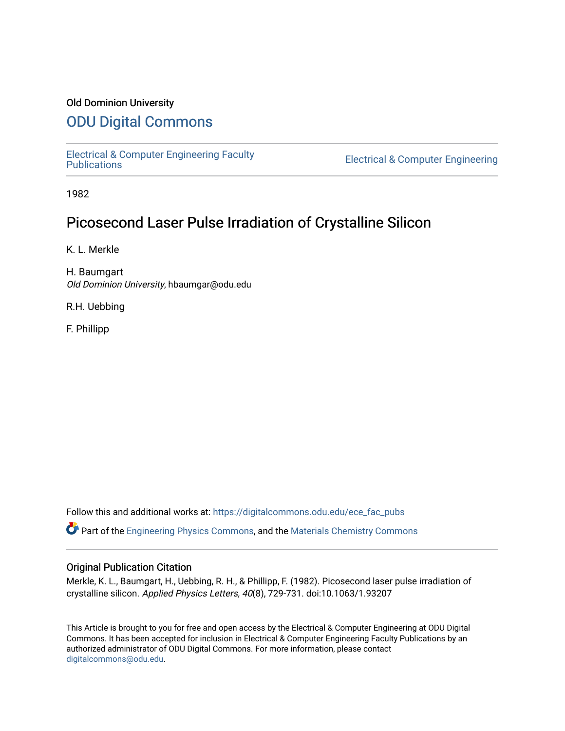Old Dominion University

# ODU Digital Commons

Electrical & Computer Engineering Faculty Publications

Electrical & Computer Engineering

1982

## Picosecond Laser Pulse Irradiation of Crystalline Silicon

K. L. Merkle

H. Baumgart
*Old Dominion University*, hbaumgar@odu.edu

R.H. Uebbing

F. Phillipp

Follow this and additional works at: https://digitalcommons.odu.edu/ece_fac_pubs

Part of the Engineering Physics Commons, and the Materials Chemistry Commons

### Original Publication Citation

Merkle, K. L., Baumgart, H., Uebbing, R. H., & Phillipp, F. (1982). Picosecond laser pulse irradiation of crystalline silicon. *Applied Physics Letters, 40*(8), 729-731. doi:10.1063/1.93207

This Article is brought to you for free and open access by the Electrical & Computer Engineering at ODU Digital Commons. It has been accepted for inclusion in Electrical & Computer Engineering Faculty Publications by an authorized administrator of ODU Digital Commons. For more information, please contact digitalcommons@odu.edu.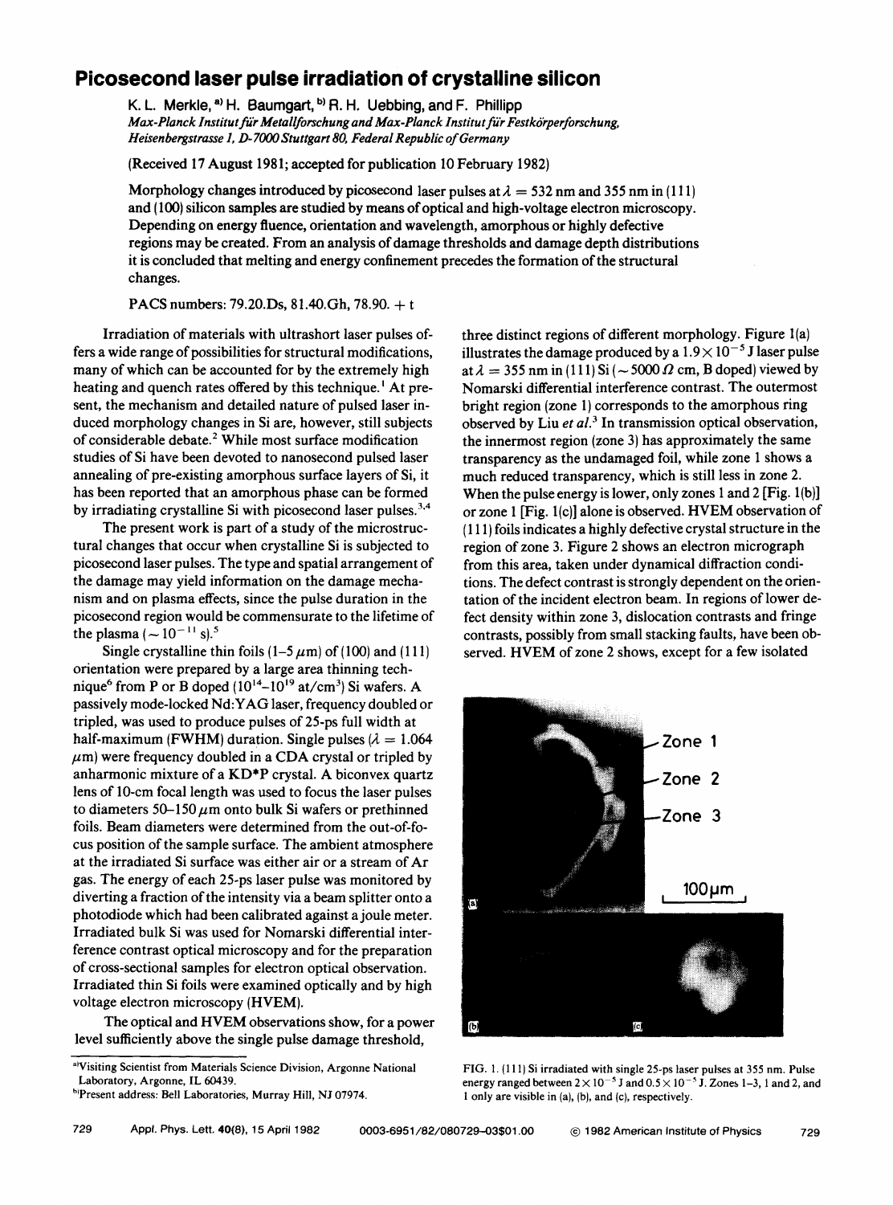# Picosecond laser pulse irradiation of crystalline silicon

K. L. Merkle,[a] H. Baumgart,[b] R. H. Uebbing, and F. Phillipp

*Max-Planck Institut für Metallforschung and Max-Planck Institut für Festkörperforschung, Heisenbergstrasse 1, D-7000 Stuttgart 80, Federal Republic of Germany*

(Received 17 August 1981; accepted for publication 10 February 1982)

Morphology changes introduced by picosecond laser pulses at $\lambda = 532$ nm and 355 nm in (111) and (100) silicon samples are studied by means of optical and high-voltage electron microscopy. Depending on energy fluence, orientation and wavelength, amorphous or highly defective regions may be created. From an analysis of damage thresholds and damage depth distributions it is concluded that melting and energy confinement precedes the formation of the structural changes.

PACS numbers: 79.20.Ds, 81.40.Gh, 78.90. + t

Irradiation of materials with ultrashort laser pulses offers a wide range of possibilities for structural modifications, many of which can be accounted for by the extremely high heating and quench rates offered by this technique.[1] At present, the mechanism and detailed nature of pulsed laser induced morphology changes in Si are, however, still subjects of considerable debate.[2] While most surface modification studies of Si have been devoted to nanosecond pulsed laser annealing of pre-existing amorphous surface layers of Si, it has been reported that an amorphous phase can be formed by irradiating crystalline Si with picosecond laser pulses.[3,4]

The present work is part of a study of the microstructural changes that occur when crystalline Si is subjected to picosecond laser pulses. The type and spatial arrangement of the damage may yield information on the damage mechanism and on plasma effects, since the pulse duration in the picosecond region would be commensurate to the lifetime of the plasma ($\sim 10^{-11}$ s).[5]

Single crystalline thin foils (1–5 $\mu$m) of (100) and (111) orientation were prepared by a large area thinning technique[6] from P or B doped ($10^{14}$–$10^{19}$ at/cm$^3$) Si wafers. A passively mode-locked Nd:YAG laser, frequency doubled or tripled, was used to produce pulses of 25-ps full width at half-maximum (FWHM) duration. Single pulses ($\lambda = 1.064$ $\mu$m) were frequency doubled in a CDA crystal or tripled by anharmonic mixture of a KD*P crystal. A biconvex quartz lens of 10-cm focal length was used to focus the laser pulses to diameters 50–150 $\mu$m onto bulk Si wafers or prethinned foils. Beam diameters were determined from the out-of-focus position of the sample surface. The ambient atmosphere at the irradiated Si surface was either air or a stream of Ar gas. The energy of each 25-ps laser pulse was monitored by diverting a fraction of the intensity via a beam splitter onto a photodiode which had been calibrated against a joule meter. Irradiated bulk Si was used for Nomarski differential interference contrast optical microscopy and for the preparation of cross-sectional samples for electron optical observation. Irradiated thin Si foils were examined optically and by high voltage electron microscopy (HVEM).

The optical and HVEM observations show, for a power level sufficiently above the single pulse damage threshold, three distinct regions of different morphology. Figure 1(a) illustrates the damage produced by a $1.9 \times 10^{-5}$ J laser pulse at $\lambda = 355$ nm in (111) Si ($\sim 5000$ $\Omega$ cm, B doped) viewed by Nomarski differential interference contrast. The outermost bright region (zone 1) corresponds to the amorphous ring observed by Liu *et al.*[3] In transmission optical observation, the innermost region (zone 3) has approximately the same transparency as the undamaged foil, while zone 1 shows a much reduced transparency, which is still less in zone 2. When the pulse energy is lower, only zones 1 and 2 [Fig. 1(b)] or zone 1 [Fig. 1(c)] alone is observed. HVEM observation of (111) foils indicates a highly defective crystal structure in the region of zone 3. Figure 2 shows an electron micrograph from this area, taken under dynamical diffraction conditions. The defect contrast is strongly dependent on the orientation of the incident electron beam. In regions of lower defect density within zone 3, dislocation contrasts and fringe contrasts, possibly from small stacking faults, have been observed. HVEM of zone 2 shows, except for a few isolated

FIG. 1. (111) Si irradiated with single 25-ps laser pulses at 355 nm. Pulse energy ranged between $2 \times 10^{-5}$ J and $0.5 \times 10^{-5}$ J. Zones 1–3, 1 and 2, and 1 only are visible in (a), (b), and (c), respectively.

[a] Visiting Scientist from Materials Science Division, Argonne National Laboratory, Argonne, IL 60439.

[b] Present address: Bell Laboratories, Murray Hill, NJ 07974.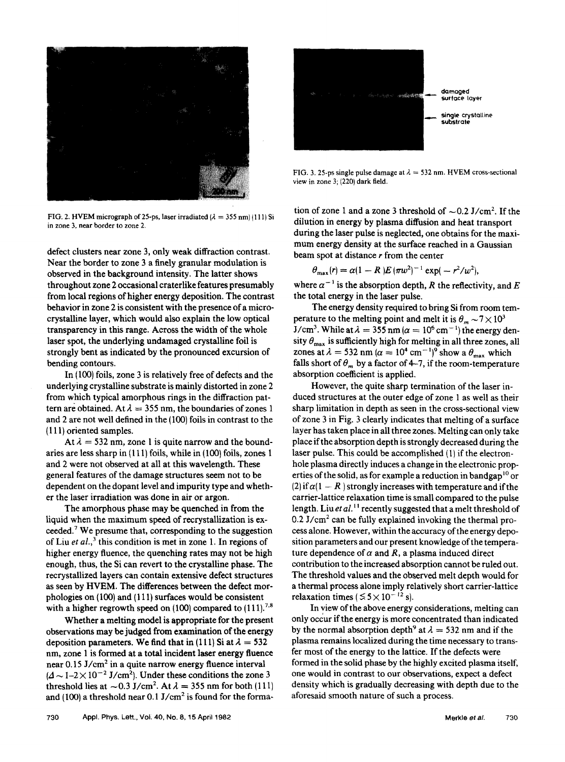FIG. 2. HVEM micrograph of 25-ps, laser irradiated ($\lambda = 355$ nm) (111) Si in zone 3, near border to zone 2.

defect clusters near zone 3, only weak diffraction contrast. Near the border to zone 3 a finely granular modulation is observed in the background intensity. The latter shows throughout zone 2 occasional craterlike features presumably from local regions of higher energy deposition. The contrast behavior in zone 2 is consistent with the presence of a microcrystalline layer, which would also explain the low optical transparency in this range. Across the width of the whole laser spot, the underlying undamaged crystalline foil is strongly bent as indicated by the pronounced excursion of bending contours.

In (100) foils, zone 3 is relatively free of defects and the underlying crystalline substrate is mainly distorted in zone 2 from which typical amorphous rings in the diffraction pattern are obtained. At $\lambda = 355$ nm, the boundaries of zones 1 and 2 are not well defined in the (100) foils in contrast to the (111) oriented samples.

At $\lambda = 532$ nm, zone 1 is quite narrow and the boundaries are less sharp in (111) foils, while in (100) foils, zones 1 and 2 were not observed at all at this wavelength. These general features of the damage structures seem not to be dependent on the dopant level and impurity type and whether the laser irradiation was done in air or argon.

The amorphous phase may be quenched in from the liquid when the maximum speed of recrystallization is exceeded.[7] We presume that, corresponding to the suggestion of Liu *et al.*,[3] this condition is met in zone 1. In regions of higher energy fluence, the quenching rates may not be high enough, thus, the Si can revert to the crystalline phase. The recrystallized layers can contain extensive defect structures as seen by HVEM. The differences between the defect morphologies on (100) and (111) surfaces would be consistent with a higher regrowth speed on (100) compared to (111).[7,8]

Whether a melting model is appropriate for the present observations may be judged from examination of the energy deposition parameters. We find that in (111) Si at $\lambda = 532$ nm, zone 1 is formed at a total incident laser energy fluence near 0.15 J/cm$^2$ in a quite narrow energy fluence interval ($\Delta \sim 1\text{–}2 \times 10^{-2}$ J/cm$^2$). Under these conditions the zone 3 threshold lies at $\sim 0.3$ J/cm$^2$. At $\lambda = 355$ nm for both (111) and (100) a threshold near 0.1 J/cm$^2$ is found for the formation of zone 1 and a zone 3 threshold of $\sim 0.2$ J/cm$^2$. If the dilution in energy by plasma diffusion and heat transport during the laser pulse is neglected, one obtains for the maximum energy density at the surface reached in a Gaussian beam spot at distance $r$ from the center

FIG. 3. 25-ps single pulse damage at $\lambda = 532$ nm. HVEM cross-sectional view in zone 3; (220) dark field.

$$\theta_{\max}(r) = \alpha(1 - R)E(\pi w^2)^{-1}\exp(-r^2/w^2),$$

where $\alpha^{-1}$ is the absorption depth, $R$ the reflectivity, and $E$ the total energy in the laser pulse.

The energy density required to bring Si from room temperature to the melting point and melt it is $\theta_m \sim 7 \times 10^3$ J/cm$^3$. While at $\lambda = 355$ nm ($\alpha = 10^6$ cm$^{-1}$) the energy density $\theta_{\max}$ is sufficiently high for melting in all three zones, all zones at $\lambda = 532$ nm ($\alpha = 10^4$ cm$^{-1}$)[9] show a $\theta_{\max}$ which falls short of $\theta_m$ by a factor of 4–7, if the room-temperature absorption coefficient is applied.

However, the quite sharp termination of the laser induced structures at the outer edge of zone 1 as well as their sharp limitation in depth as seen in the cross-sectional view of zone 3 in Fig. 3 clearly indicates that melting of a surface layer has taken place in all three zones. Melting can only take place if the absorption depth is strongly decreased during the laser pulse. This could be accomplished (1) if the electron-hole plasma directly induces a change in the electronic properties of the solid, as for example a reduction in bandgap[10] or (2) if $\alpha(1 - R)$ strongly increases with temperature and if the carrier-lattice relaxation time is small compared to the pulse length. Liu *et al.*[11] recently suggested that a melt threshold of 0.2 J/cm$^2$ can be fully explained invoking the thermal process alone. However, within the accuracy of the energy deposition parameters and our present knowledge of the temperature dependence of $\alpha$ and $R$, a plasma induced direct contribution to the increased absorption cannot be ruled out. The threshold values and the observed melt depth would for a thermal process alone imply relatively short carrier-lattice relaxation times ($\lesssim 5 \times 10^{-12}$ s).

In view of the above energy considerations, melting can only occur if the energy is more concentrated than indicated by the normal absorption depth[9] at $\lambda = 532$ nm and if the plasma remains localized during the time necessary to transfer most of the energy to the lattice. If the defects were formed in the solid phase by the highly excited plasma itself, one would in contrast to our observations, expect a defect density which is gradually decreasing with depth due to the aforesaid smooth nature of such a process.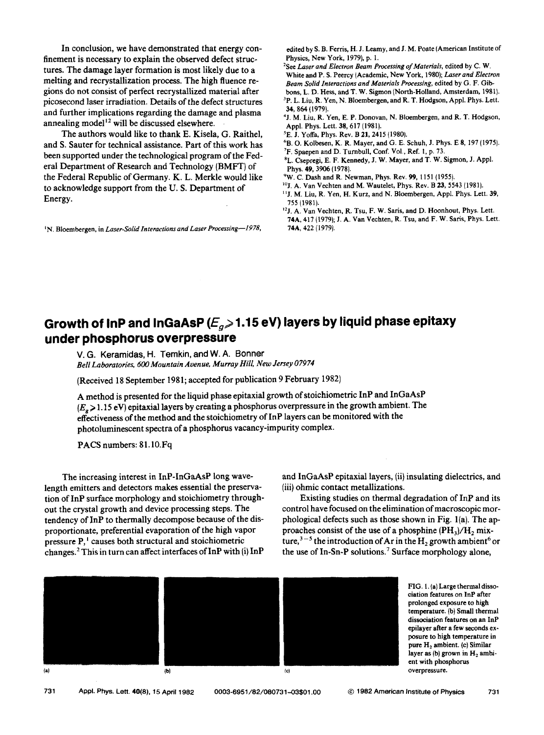In conclusion, we have demonstrated that energy confinement is necessary to explain the observed defect structures. The damage layer formation is most likely due to a melting and recrystallization process. The high fluence regions do not consist of perfect recrystallized material after picosecond laser irradiation. Details of the defect structures and further implications regarding the damage and plasma annealing model[12] will be discussed elsewhere.

The authors would like to thank E. Kisela, G. Raithel, and S. Sauter for technical assistance. Part of this work has been supported under the technological program of the Federal Department of Research and Technology (BMFT) of the Federal Republic of Germany. K. L. Merkle would like to acknowledge support from the U. S. Department of Energy.

[1]N. Bloembergen, in *Laser-Solid Interactions and Laser Processing—1978*, edited by S. B. Ferris, H. J. Leamy, and J. M. Poate (American Institute of Physics, New York, 1979), p. 1.

[2]See *Laser and Electron Beam Processing of Materials*, edited by C. W. White and P. S. Peercy (Academic, New York, 1980); *Laser and Electron Beam Solid Interactions and Materials Processing*, edited by G. F. Gibbons, L. D. Hess, and T. W. Sigmon (North-Holland, Amsterdam, 1981).

[3]P. L. Liu, R. Yen, N. Bloembergen, and R. T. Hodgson, Appl. Phys. Lett. **34**, 864 (1979).

[4]J. M. Liu, R. Yen, E. P. Donovan, N. Bloembergen, and R. T. Hodgson, Appl. Phys. Lett. **38**, 617 (1981).

[5]E. J. Yoffa, Phys. Rev. B **21**, 2415 (1980).

[6]B. O. Kolbesen, K. R. Mayer, and G. E. Schuh, J. Phys. E **8**, 197 (1975).

[7]F. Spaepen and D. Turnbull, Conf. Vol., Ref. 1, p. 73.

[8]L. Csepregi, E. F. Kennedy, J. W. Mayer, and T. W. Sigmon, J. Appl. Phys. **49**, 3906 (1978).

[9]W. C. Dash and R. Newman, Phys. Rev. **99**, 1151 (1955).

[10]J. A. Van Vechten and M. Wautelet, Phys. Rev. B **23**, 5543 (1981).

[11]J. M. Liu, R. Yen, H. Kurz, and N. Bloembergen, Appl. Phys. Lett. **39**, 755 (1981).

[12]J. A. Van Vechten, R. Tsu, F. W. Saris, and D. Hoonhout, Phys. Lett. **74A**, 417 (1979); J. A. Van Vechten, R. Tsu, and F. W. Saris, Phys. Lett. **74A**, 422 (1979).

# Growth of InP and InGaAsP ($E_g \geqslant 1.15$ eV) layers by liquid phase epitaxy under phosphorus overpressure

V. G. Keramidas, H. Temkin, and W. A. Bonner

*Bell Laboratories, 600 Mountain Avenue, Murray Hill, New Jersey 07974*

(Received 18 September 1981; accepted for publication 9 February 1982)

A method is presented for the liquid phase epitaxial growth of stoichiometric InP and InGaAsP ($E_g > 1.15$ eV) epitaxial layers by creating a phosphorus overpressure in the growth ambient. The effectiveness of the method and the stoichiometry of InP layers can be monitored with the photoluminescent spectra of a phosphorus vacancy-impurity complex.

PACS numbers: 81.10.Fq

The increasing interest in InP-InGaAsP long wavelength emitters and detectors makes essential the preservation of InP surface morphology and stoichiometry throughout the crystal growth and device processing steps. The tendency of InP to thermally decompose because of the disproportionate, preferential evaporation of the high vapor pressure P,[1] causes both structural and stoichiometric changes.[2] This in turn can affect interfaces of InP with (i) InP and InGaAsP epitaxial layers, (ii) insulating dielectrics, and (iii) ohmic contact metallizations.

Existing studies on thermal degradation of InP and its control have focused on the elimination of macroscopic morphological defects such as those shown in Fig. 1(a). The approaches consist of the use of a phosphine ($PH_3$)/$H_2$ mixture,[3–5] the introduction of Ar in the $H_2$ growth ambient[6] or the use of In-Sn-P solutions.[7] Surface morphology alone,

(a) (b) (c)

FIG. 1. (a) Large thermal dissociation features on InP after prolonged exposure to high temperature. (b) Small thermal dissociation features on an InP epilayer after a few seconds exposure to high temperature in pure $H_2$ ambient. (c) Similar layer as (b) grown in $H_2$ ambient with phosphorus overpressure.